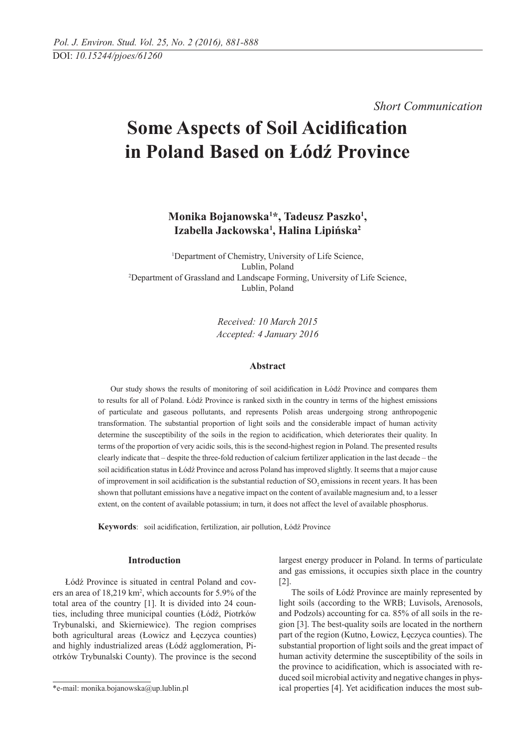DOI: *10.15244/pjoes/61260*

*Short Communication*

# Some Aspects of Soil Acidification in Poland Based on Łódź Province

**Monika Bojanowska[1]\*, Tadeusz Paszko[1], Izabella Jackowska[1], Halina Lipińska[2]**

[1]Department of Chemistry, University of Life Science, Lublin, Poland
[2]Department of Grassland and Landscape Forming, University of Life Science, Lublin, Poland

*Received: 10 March 2015*
*Accepted: 4 January 2016*

## Abstract

Our study shows the results of monitoring of soil acidification in Łódź Province and compares them to results for all of Poland. Łódź Province is ranked sixth in the country in terms of the highest emissions of particulate and gaseous pollutants, and represents Polish areas undergoing strong anthropogenic transformation. The substantial proportion of light soils and the considerable impact of human activity determine the susceptibility of the soils in the region to acidification, which deteriorates their quality. In terms of the proportion of very acidic soils, this is the second-highest region in Poland. The presented results clearly indicate that – despite the three-fold reduction of calcium fertilizer application in the last decade – the soil acidification status in Łódź Province and across Poland has improved slightly. It seems that a major cause of improvement in soil acidification is the substantial reduction of $SO_2$ emissions in recent years. It has been shown that pollutant emissions have a negative impact on the content of available magnesium and, to a lesser extent, on the content of available potassium; in turn, it does not affect the level of available phosphorus.

**Keywords**: soil acidification, fertilization, air pollution, Łódź Province

## Introduction

Łódź Province is situated in central Poland and covers an area of 18,219 km², which accounts for 5.9% of the total area of the country [1]. It is divided into 24 counties, including three municipal counties (Łódź, Piotrków Trybunalski, and Skierniewice). The region comprises both agricultural areas (Łowicz and Łęczyca counties) and highly industrialized areas (Łódź agglomeration, Piotrków Trybunalski County). The province is the second largest energy producer in Poland. In terms of particulate and gas emissions, it occupies sixth place in the country [2].

The soils of Łódź Province are mainly represented by light soils (according to the WRB; Luvisols, Arenosols, and Podzols) accounting for ca. 85% of all soils in the region [3]. The best-quality soils are located in the northern part of the region (Kutno, Łowicz, Łęczyca counties). The substantial proportion of light soils and the great impact of human activity determine the susceptibility of the soils in the province to acidification, which is associated with reduced soil microbial activity and negative changes in physical properties [4]. Yet acidification induces the most sub-

\*e-mail: monika.bojanowska@up.lublin.pl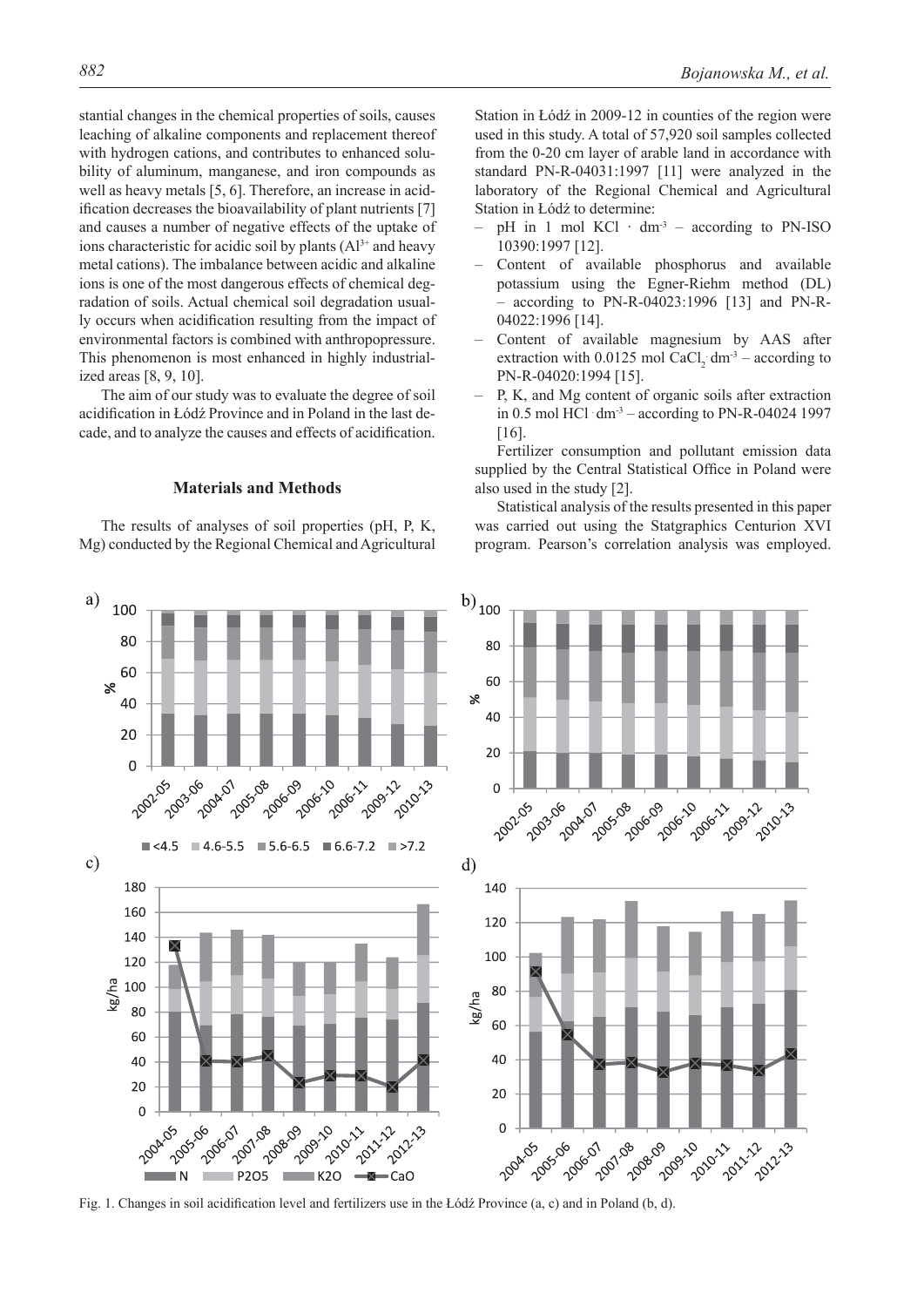stantial changes in the chemical properties of soils, causes leaching of alkaline components and replacement thereof with hydrogen cations, and contributes to enhanced solubility of aluminum, manganese, and iron compounds as well as heavy metals [5, 6]. Therefore, an increase in acidification decreases the bioavailability of plant nutrients [7] and causes a number of negative effects of the uptake of ions characteristic for acidic soil by plants ($Al^{3+}$ and heavy metal cations). The imbalance between acidic and alkaline ions is one of the most dangerous effects of chemical degradation of soils. Actual chemical soil degradation usually occurs when acidification resulting from the impact of environmental factors is combined with anthropopressure. This phenomenon is most enhanced in highly industrialized areas [8, 9, 10].

The aim of our study was to evaluate the degree of soil acidification in Łódź Province and in Poland in the last decade, and to analyze the causes and effects of acidification.

## Materials and Methods

The results of analyses of soil properties (pH, P, K, Mg) conducted by the Regional Chemical and Agricultural Station in Łódź in 2009-12 in counties of the region were used in this study. A total of 57,920 soil samples collected from the 0-20 cm layer of arable land in accordance with standard PN-R-04031:1997 [11] were analyzed in the laboratory of the Regional Chemical and Agricultural Station in Łódź to determine:

- pH in 1 mol KCl · $dm^{-3}$ – according to PN-ISO 10390:1997 [12].
- Content of available phosphorus and available potassium using the Egner-Riehm method (DL) – according to PN-R-04023:1996 [13] and PN-R-04022:1996 [14].
- Content of available magnesium by AAS after extraction with 0.0125 mol $CaCl_2 \cdot dm^{-3}$ – according to PN-R-04020:1994 [15].
- P, K, and Mg content of organic soils after extraction in 0.5 mol HCl · $dm^{-3}$ – according to PN-R-04024 1997 [16].

Fertilizer consumption and pollutant emission data supplied by the Central Statistical Office in Poland were also used in the study [2].

Statistical analysis of the results presented in this paper was carried out using the Statgraphics Centurion XVI program. Pearson's correlation analysis was employed.

Fig. 1. Changes in soil acidification level and fertilizers use in the Łódź Province (a, c) and in Poland (b, d).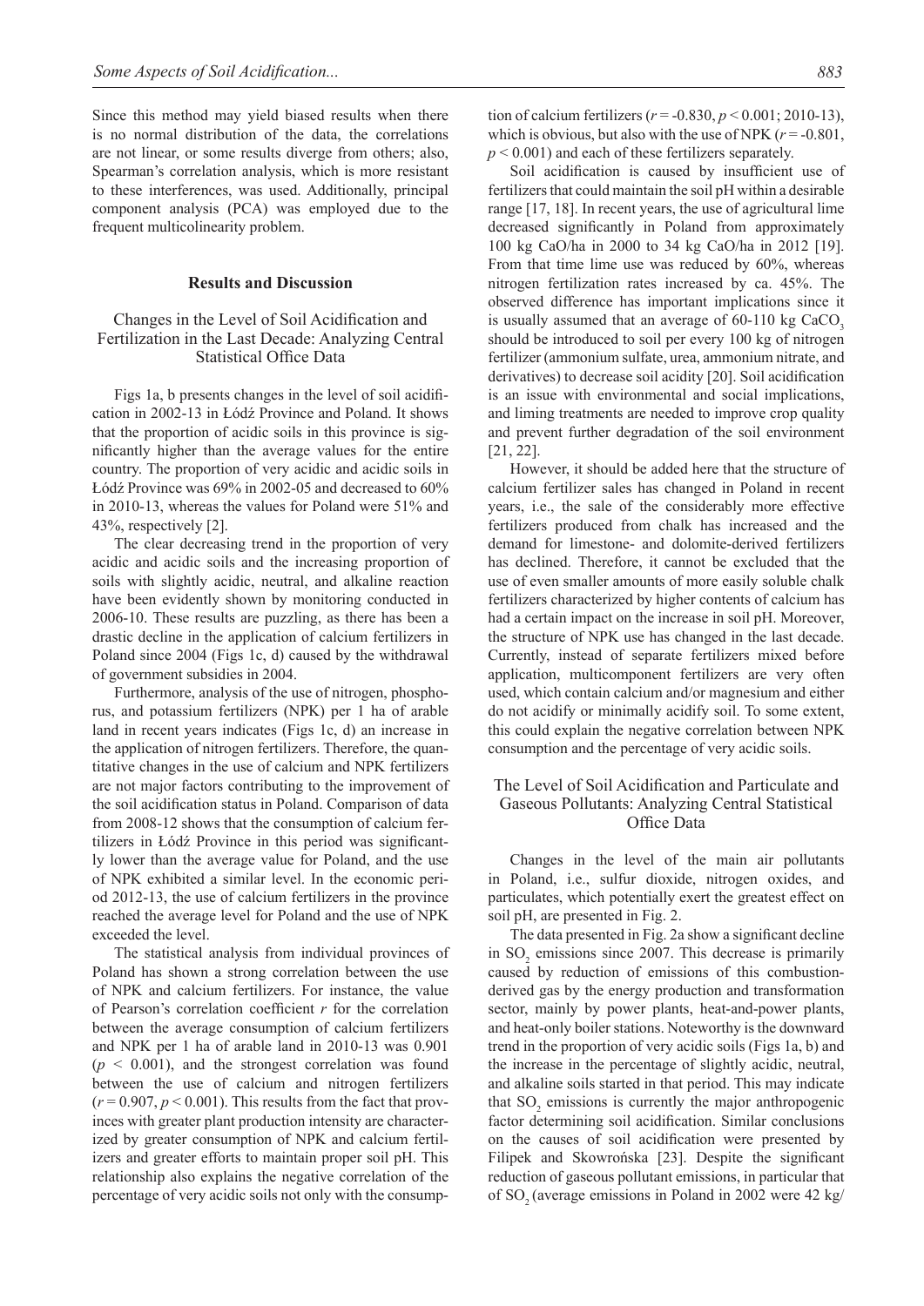Since this method may yield biased results when there is no normal distribution of the data, the correlations are not linear, or some results diverge from others; also, Spearman's correlation analysis, which is more resistant to these interferences, was used. Additionally, principal component analysis (PCA) was employed due to the frequent multicolinearity problem.

## Results and Discussion

### Changes in the Level of Soil Acidification and Fertilization in the Last Decade: Analyzing Central Statistical Office Data

Figs 1a, b presents changes in the level of soil acidification in 2002-13 in Łódź Province and Poland. It shows that the proportion of acidic soils in this province is significantly higher than the average values for the entire country. The proportion of very acidic and acidic soils in Łódź Province was 69% in 2002-05 and decreased to 60% in 2010-13, whereas the values for Poland were 51% and 43%, respectively [2].

The clear decreasing trend in the proportion of very acidic and acidic soils and the increasing proportion of soils with slightly acidic, neutral, and alkaline reaction have been evidently shown by monitoring conducted in 2006-10. These results are puzzling, as there has been a drastic decline in the application of calcium fertilizers in Poland since 2004 (Figs 1c, d) caused by the withdrawal of government subsidies in 2004.

Furthermore, analysis of the use of nitrogen, phosphorus, and potassium fertilizers (NPK) per 1 ha of arable land in recent years indicates (Figs 1c, d) an increase in the application of nitrogen fertilizers. Therefore, the quantitative changes in the use of calcium and NPK fertilizers are not major factors contributing to the improvement of the soil acidification status in Poland. Comparison of data from 2008-12 shows that the consumption of calcium fertilizers in Łódź Province in this period was significantly lower than the average value for Poland, and the use of NPK exhibited a similar level. In the economic period 2012-13, the use of calcium fertilizers in the province reached the average level for Poland and the use of NPK exceeded the level.

The statistical analysis from individual provinces of Poland has shown a strong correlation between the use of NPK and calcium fertilizers. For instance, the value of Pearson's correlation coefficient $r$ for the correlation between the average consumption of calcium fertilizers and NPK per 1 ha of arable land in 2010-13 was 0.901 ($p < 0.001$), and the strongest correlation was found between the use of calcium and nitrogen fertilizers ($r = 0.907$, $p < 0.001$). This results from the fact that provinces with greater plant production intensity are characterized by greater consumption of NPK and calcium fertilizers and greater efforts to maintain proper soil pH. This relationship also explains the negative correlation of the percentage of very acidic soils not only with the consumption of calcium fertilizers ($r = -0.830$, $p < 0.001$; 2010-13), which is obvious, but also with the use of NPK ($r = -0.801$, $p < 0.001$) and each of these fertilizers separately.

Soil acidification is caused by insufficient use of fertilizers that could maintain the soil pH within a desirable range [17, 18]. In recent years, the use of agricultural lime decreased significantly in Poland from approximately 100 kg CaO/ha in 2000 to 34 kg CaO/ha in 2012 [19]. From that time lime use was reduced by 60%, whereas nitrogen fertilization rates increased by ca. 45%. The observed difference has important implications since it is usually assumed that an average of 60-110 kg $CaCO_3$ should be introduced to soil per every 100 kg of nitrogen fertilizer (ammonium sulfate, urea, ammonium nitrate, and derivatives) to decrease soil acidity [20]. Soil acidification is an issue with environmental and social implications, and liming treatments are needed to improve crop quality and prevent further degradation of the soil environment [21, 22].

However, it should be added here that the structure of calcium fertilizer sales has changed in Poland in recent years, i.e., the sale of the considerably more effective fertilizers produced from chalk has increased and the demand for limestone- and dolomite-derived fertilizers has declined. Therefore, it cannot be excluded that the use of even smaller amounts of more easily soluble chalk fertilizers characterized by higher contents of calcium has had a certain impact on the increase in soil pH. Moreover, the structure of NPK use has changed in the last decade. Currently, instead of separate fertilizers mixed before application, multicomponent fertilizers are very often used, which contain calcium and/or magnesium and either do not acidify or minimally acidify soil. To some extent, this could explain the negative correlation between NPK consumption and the percentage of very acidic soils.

### The Level of Soil Acidification and Particulate and Gaseous Pollutants: Analyzing Central Statistical Office Data

Changes in the level of the main air pollutants in Poland, i.e., sulfur dioxide, nitrogen oxides, and particulates, which potentially exert the greatest effect on soil pH, are presented in Fig. 2.

The data presented in Fig. 2a show a significant decline in $SO_2$ emissions since 2007. This decrease is primarily caused by reduction of emissions of this combustion-derived gas by the energy production and transformation sector, mainly by power plants, heat-and-power plants, and heat-only boiler stations. Noteworthy is the downward trend in the proportion of very acidic soils (Figs 1a, b) and the increase in the percentage of slightly acidic, neutral, and alkaline soils started in that period. This may indicate that $SO_2$ emissions is currently the major anthropogenic factor determining soil acidification. Similar conclusions on the causes of soil acidification were presented by Filipek and Skowrońska [23]. Despite the significant reduction of gaseous pollutant emissions, in particular that of $SO_2$ (average emissions in Poland in 2002 were 42 kg/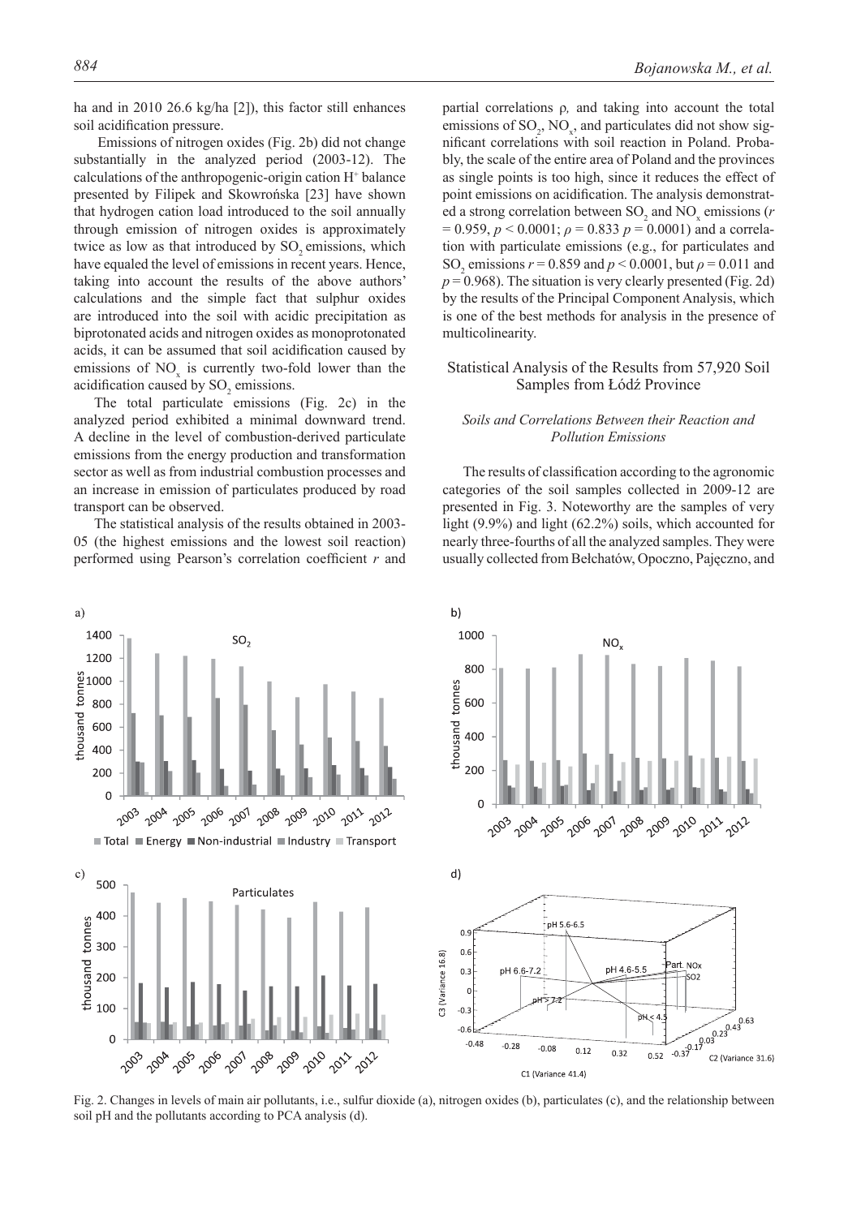ha and in 2010 26.6 kg/ha [2]), this factor still enhances soil acidification pressure.

Emissions of nitrogen oxides (Fig. 2b) did not change substantially in the analyzed period (2003-12). The calculations of the anthropogenic-origin cation $H^+$ balance presented by Filipek and Skowrońska [23] have shown that hydrogen cation load introduced to the soil annually through emission of nitrogen oxides is approximately twice as low as that introduced by $SO_2$ emissions, which have equaled the level of emissions in recent years. Hence, taking into account the results of the above authors' calculations and the simple fact that sulphur oxides are introduced into the soil with acidic precipitation as biprotonated acids and nitrogen oxides as monoprotonated acids, it can be assumed that soil acidification caused by emissions of $NO_x$ is currently two-fold lower than the acidification caused by $SO_2$ emissions.

The total particulate emissions (Fig. 2c) in the analyzed period exhibited a minimal downward trend. A decline in the level of combustion-derived particulate emissions from the energy production and transformation sector as well as from industrial combustion processes and an increase in emission of particulates produced by road transport can be observed.

The statistical analysis of the results obtained in 2003-05 (the highest emissions and the lowest soil reaction) performed using Pearson's correlation coefficient *r* and partial correlations ρ, and taking into account the total emissions of $SO_2$, $NO_x$, and particulates did not show significant correlations with soil reaction in Poland. Probably, the scale of the entire area of Poland and the provinces as single points is too high, since it reduces the effect of point emissions on acidification. The analysis demonstrated a strong correlation between $SO_2$ and $NO_x$ emissions ($r = 0.959$, $p < 0.0001$; $\rho = 0.833$ $p = 0.0001$) and a correlation with particulate emissions (e.g., for particulates and $SO_2$ emissions $r = 0.859$ and $p < 0.0001$, but $\rho = 0.011$ and $p = 0.968$). The situation is very clearly presented (Fig. 2d) by the results of the Principal Component Analysis, which is one of the best methods for analysis in the presence of multicolinearity.

## Statistical Analysis of the Results from 57,920 Soil Samples from Łódź Province

### *Soils and Correlations Between their Reaction and Pollution Emissions*

The results of classification according to the agronomic categories of the soil samples collected in 2009-12 are presented in Fig. 3. Noteworthy are the samples of very light (9.9%) and light (62.2%) soils, which accounted for nearly three-fourths of all the analyzed samples. They were usually collected from Bełchatów, Opoczno, Pajęczno, and

Fig. 2. Changes in levels of main air pollutants, i.e., sulfur dioxide (a), nitrogen oxides (b), particulates (c), and the relationship between soil pH and the pollutants according to PCA analysis (d).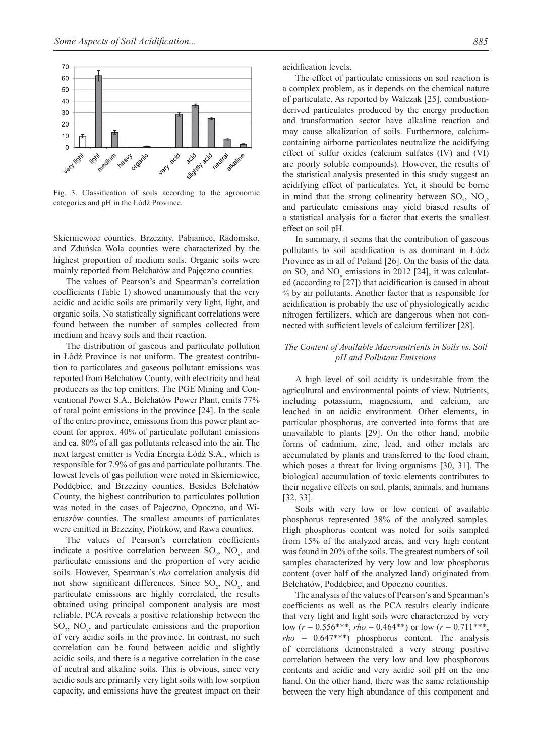Fig. 3. Classification of soils according to the agronomic categories and pH in the Łódź Province.

Skierniewice counties. Brzeziny, Pabianice, Radomsko, and Zduńska Wola counties were characterized by the highest proportion of medium soils. Organic soils were mainly reported from Bełchatów and Pajęczno counties.

The values of Pearson's and Spearman's correlation coefficients (Table 1) showed unanimously that the very acidic and acidic soils are primarily very light, light, and organic soils. No statistically significant correlations were found between the number of samples collected from medium and heavy soils and their reaction.

The distribution of gaseous and particulate pollution in Łódź Province is not uniform. The greatest contribution to particulates and gaseous pollutant emissions was reported from Bełchatów County, with electricity and heat producers as the top emitters. The PGE Mining and Conventional Power S.A., Bełchatów Power Plant, emits 77% of total point emissions in the province [24]. In the scale of the entire province, emissions from this power plant account for approx. 40% of particulate pollutant emissions and ca. 80% of all gas pollutants released into the air. The next largest emitter is Vedia Energia Łódź S.A., which is responsible for 7.9% of gas and particulate pollutants. The lowest levels of gas pollution were noted in Skierniewice, Poddębice, and Brzeziny counties. Besides Bełchatów County, the highest contribution to particulates pollution was noted in the cases of Pajeczno, Opoczno, and Wieruszów counties. The smallest amounts of particulates were emitted in Brzeziny, Piotrków, and Rawa counties.

The values of Pearson's correlation coefficients indicate a positive correlation between $SO_2$, $NO_x$, and particulate emissions and the proportion of very acidic soils. However, Spearman's *rho* correlation analysis did not show significant differences. Since $SO_2$, $NO_x$, and particulate emissions are highly correlated, the results obtained using principal component analysis are most reliable. PCA reveals a positive relationship between the $SO_2$, $NO_x$, and particulate emissions and the proportion of very acidic soils in the province. In contrast, no such correlation can be found between acidic and slightly acidic soils, and there is a negative correlation in the case of neutral and alkaline soils. This is obvious, since very acidic soils are primarily very light soils with low sorption capacity, and emissions have the greatest impact on their acidification levels.

The effect of particulate emissions on soil reaction is a complex problem, as it depends on the chemical nature of particulate. As reported by Walczak [25], combustion-derived particulates produced by the energy production and transformation sector have alkaline reaction and may cause alkalization of soils. Furthermore, calcium-containing airborne particulates neutralize the acidifying effect of sulfur oxides (calcium sulfates (IV) and (VI) are poorly soluble compounds). However, the results of the statistical analysis presented in this study suggest an acidifying effect of particulates. Yet, it should be borne in mind that the strong colinearity between $SO_2$, $NO_x$, and particulate emissions may yield biased results of a statistical analysis for a factor that exerts the smallest effect on soil pH.

In summary, it seems that the contribution of gaseous pollutants to soil acidification is as dominant in Łódź Province as in all of Poland [26]. On the basis of the data on $SO_2$ and $NO_x$ emissions in 2012 [24], it was calculated (according to [27]) that acidification is caused in about ¾ by air pollutants. Another factor that is responsible for acidification is probably the use of physiologically acidic nitrogen fertilizers, which are dangerous when not connected with sufficient levels of calcium fertilizer [28].

### *The Content of Available Macronutrients in Soils vs. Soil pH and Pollutant Emissions*

A high level of soil acidity is undesirable from the agricultural and environmental points of view. Nutrients, including potassium, magnesium, and calcium, are leached in an acidic environment. Other elements, in particular phosphorus, are converted into forms that are unavailable to plants [29]. On the other hand, mobile forms of cadmium, zinc, lead, and other metals are accumulated by plants and transferred to the food chain, which poses a threat for living organisms [30, 31]. The biological accumulation of toxic elements contributes to their negative effects on soil, plants, animals, and humans [32, 33].

Soils with very low or low content of available phosphorus represented 38% of the analyzed samples. High phosphorus content was noted for soils sampled from 15% of the analyzed areas, and very high content was found in 20% of the soils. The greatest numbers of soil samples characterized by very low and low phosphorus content (over half of the analyzed land) originated from Bełchatów, Poddębice, and Opoczno counties.

The analysis of the values of Pearson's and Spearman's coefficients as well as the PCA results clearly indicate that very light and light soils were characterized by very low ($r$ = 0.556\*\*\*, *rho* = 0.464\*\*) or low ($r$ = 0.711\*\*\*, *rho* = 0.647\*\*\*) phosphorus content. The analysis of correlations demonstrated a very strong positive correlation between the very low and low phosphorous contents and acidic and very acidic soil pH on the one hand. On the other hand, there was the same relationship between the very high abundance of this component and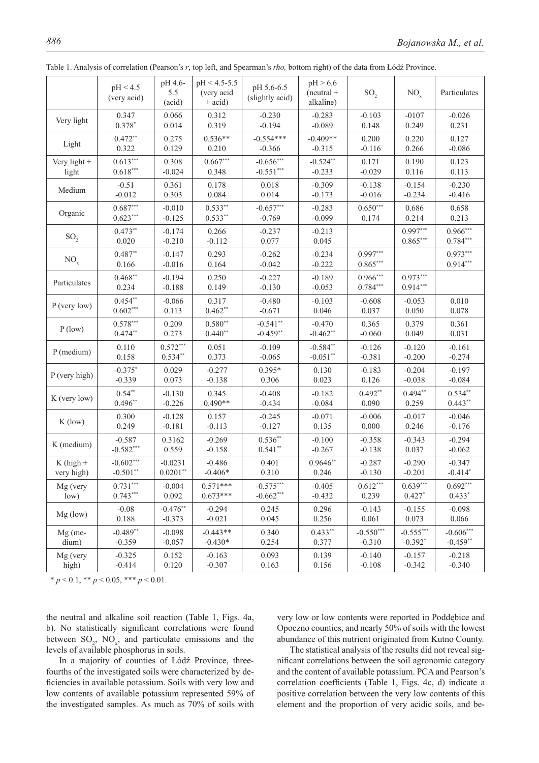Table 1. Analysis of correlation (Pearson's *r*, top left, and Spearman's *rho,* bottom right) of the data from Łódź Province.

| | pH < 4.5 (very acid) | pH 4.6-5.5 (acid) | pH < 4.5-5.5 (very acid + acid) | pH 5.6-6.5 (slightly acid) | pH > 6.6 (neutral + alkaline) | $SO_2$ | $NO_x$ | Particulates |
|---|---|---|---|---|---|---|---|---|
| Very light | 0.347<br>0.378* | 0.066<br>0.014 | 0.312<br>0.319 | -0.230<br>-0.194 | -0.283<br>-0.089 | -0.103<br>0.148 | -0107<br>0.249 | -0.026<br>0.231 |
| Light | 0.472**<br>0.322 | 0.275<br>0.129 | 0.536**<br>0.210 | -0.554***<br>-0.366 | -0.409**<br>-0.315 | 0.200<br>-0.116 | 0.220<br>0.266 | 0.127<br>-0.086 |
| Very light + light | 0.613***<br>0.618*** | 0.308<br>-0.024 | 0.667***<br>0.348 | -0.656***<br>-0.551*** | -0.524**<br>-0.233 | 0.171<br>-0.029 | 0.190<br>0.116 | 0.123<br>0.113 |
| Medium | -0.51<br>-0.012 | 0.361<br>0.303 | 0.178<br>0.084 | 0.018<br>0.014 | -0.309<br>-0.173 | -0.138<br>-0.016 | -0.154<br>-0.234 | -0.230<br>-0.416 |
| Organic | 0.687***<br>0.623*** | -0.010<br>-0.125 | 0.533**<br>0.533** | -0.657***<br>-0.769 | -0.283<br>-0.099 | 0.650***<br>0.174 | 0.686<br>0.214 | 0.658<br>0.213 |
| $SO_2$ | 0.473**<br>0.020 | -0.174<br>-0.210 | 0.266<br>-0.112 | -0.237<br>0.077 | -0.213<br>0.045 | | 0.997***<br>0.865*** | 0.966***<br>0.784*** |
| $NO_x$ | 0.487**<br>0.166 | -0.147<br>-0.016 | 0.293<br>0.164 | -0.262<br>-0.042 | -0.234<br>-0.222 | 0.997***<br>0.865*** | | 0.973***<br>0.914*** |
| Particulates | 0.468**<br>0.234 | -0.194<br>-0.188 | 0.250<br>0.149 | -0.227<br>-0.130 | -0.189<br>-0.053 | 0.966***<br>0.784*** | 0.973***<br>0.914*** | |
| P (very low) | 0.454**<br>0.602*** | -0.066<br>0.113 | 0.317<br>0.462** | -0.480<br>-0.671 | -0.103<br>0.046 | -0.608<br>0.037 | -0.053<br>0.050 | 0.010<br>0.078 |
| P (low) | 0.578***<br>0.474** | 0.209<br>0.273 | 0.580**<br>0.440** | -0.541**<br>-0.459** | -0.470<br>-0.462** | 0.365<br>-0.060 | 0.379<br>0.049 | 0.361<br>0.031 |
| P (medium) | 0.110<br>0.158 | 0.572***<br>0.534** | 0.051<br>0.373 | -0.109<br>-0.065 | -0.584**<br>-0.051** | -0.126<br>-0.381 | -0.120<br>-0.200 | -0.161<br>-0.274 |
| P (very high) | -0.375*<br>-0.339 | 0.029<br>0.073 | -0.277<br>-0.138 | 0.395*<br>0.306 | 0.130<br>0.023 | -0.183<br>0.126 | -0.204<br>-0.038 | -0.197<br>-0.084 |
| K (very low) | 0.54**<br>0.496** | -0.130<br>-0.226 | 0.345<br>0.490** | -0.408<br>-0.434 | -0.182<br>-0.084 | 0.492**<br>0.090 | 0.494**<br>0.259 | 0.534**<br>0.443** |
| K (low) | 0.300<br>0.249 | -0.128<br>-0.181 | 0.157<br>-0.113 | -0.245<br>-0.127 | -0.071<br>0.135 | -0.006<br>0.000 | -0.017<br>0.246 | -0.046<br>-0.176 |
| K (medium) | -0.587<br>-0.582*** | 0.3162<br>0.559 | -0.269<br>-0.158 | 0.536**<br>0.541** | -0.100<br>-0.267 | -0.358<br>-0.138 | -0.343<br>0.037 | -0.294<br>-0.062 |
| K (high + very high) | -0.602***<br>-0.501** | -0.0231<br>0.0201** | -0.486<br>-0.406* | 0.401<br>0.310 | 0.9646**<br>0.246 | -0.287<br>-0.130 | -0.290<br>-0.201 | -0.347<br>-0.414* |
| Mg (very low) | 0.731***<br>0.743*** | -0.004<br>0.092 | 0.571***<br>0.673*** | -0.575***<br>-0.662*** | -0.405<br>-0.432 | 0.612***<br>0.239 | 0.639***<br>0.427* | 0.692***<br>0.433* |
| Mg (low) | -0.08<br>0.188 | -0.476**<br>-0.373 | -0.294<br>-0.021 | 0.245<br>0.045 | 0.296<br>0.256 | -0.143<br>0.061 | -0.155<br>0.073 | -0.098<br>0.066 |
| Mg (medium) | -0.489**<br>-0.359 | -0.098<br>-0.057 | -0.443**<br>-0.430* | 0.340<br>0.254 | 0.433**<br>0.377 | -0.550***<br>-0.310 | -0.555***<br>-0.392* | -0.606***<br>-0.459** |
| Mg (very high) | -0.325<br>-0.414 | 0.152<br>0.120 | -0.163<br>-0.307 | 0.093<br>0.163 | 0.139<br>0.156 | -0.140<br>-0.108 | -0.157<br>-0.342 | -0.218<br>-0.340 |

\* $p < 0.1$, ** $p < 0.05$, *** $p < 0.01$.

the neutral and alkaline soil reaction (Table 1, Figs. 4a, b). No statistically significant correlations were found between $SO_2$, $NO_x$, and particulate emissions and the levels of available phosphorus in soils.

In a majority of counties of Łódź Province, three-fourths of the investigated soils were characterized by deficiencies in available potassium. Soils with very low and low contents of available potassium represented 59% of the investigated samples. As much as 70% of soils with very low or low contents were reported in Poddębice and Opoczno counties, and nearly 50% of soils with the lowest abundance of this nutrient originated from Kutno County.

The statistical analysis of the results did not reveal significant correlations between the soil agronomic category and the content of available potassium. PCA and Pearson's correlation coefficients (Table 1, Figs. 4c, d) indicate a positive correlation between the very low contents of this element and the proportion of very acidic soils, and be-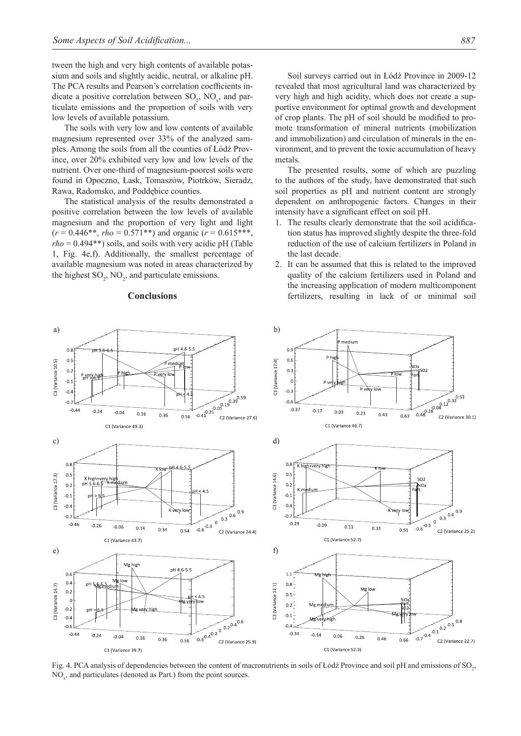tween the high and very high contents of available potassium and soils and slightly acidic, neutral, or alkaline pH. The PCA results and Pearson's correlation coefficients indicate a positive correlation between $SO_2$, $NO_x$, and particulate emissions and the proportion of soils with very low levels of available potassium.

The soils with very low and low contents of available magnesium represented over 33% of the analyzed samples. Among the soils from all the counties of Łódź Province, over 20% exhibited very low and low levels of the nutrient. Over one-third of magnesium-poorest soils were found in Opoczno, Łask, Tomaszów, Piotrków, Sieradz, Rawa, Radomsko, and Poddębice counties.

The statistical analysis of the results demonstrated a positive correlation between the low levels of available magnesium and the proportion of very light and light ($r = 0.446$**, $rho = 0.571$**) and organic ($r = 0.615$***, $rho = 0.494$**) soils, and soils with very acidic pH (Table 1, Fig. 4e,f). Additionally, the smallest percentage of available magnesium was noted in areas characterized by the highest $SO_2$, $NO_2$, and particulate emissions.

## Conclusions

Soil surveys carried out in Łódź Province in 2009-12 revealed that most agricultural land was characterized by very high and high acidity, which does not create a supportive environment for optimal growth and development of crop plants. The pH of soil should be modified to promote transformation of mineral nutrients (mobilization and immobilization) and circulation of minerals in the environment, and to prevent the toxic accumulation of heavy metals.

The presented results, some of which are puzzling to the authors of the study, have demonstrated that such soil properties as pH and nutrient content are strongly dependent on anthropogenic factors. Changes in their intensity have a significant effect on soil pH.

1. The results clearly demonstrate that the soil acidification status has improved slightly despite the three-fold reduction of the use of calcium fertilizers in Poland in the last decade.
2. It can be assumed that this is related to the improved quality of the calcium fertilizers used in Poland and the increasing application of modern multicomponent fertilizers, resulting in lack of or minimal soil

Fig. 4. PCA analysis of dependencies between the content of macronutrients in soils of Łódź Province and soil pH and emissions of $SO_2$, $NO_x$, and particulates (denoted as Part.) from the point sources.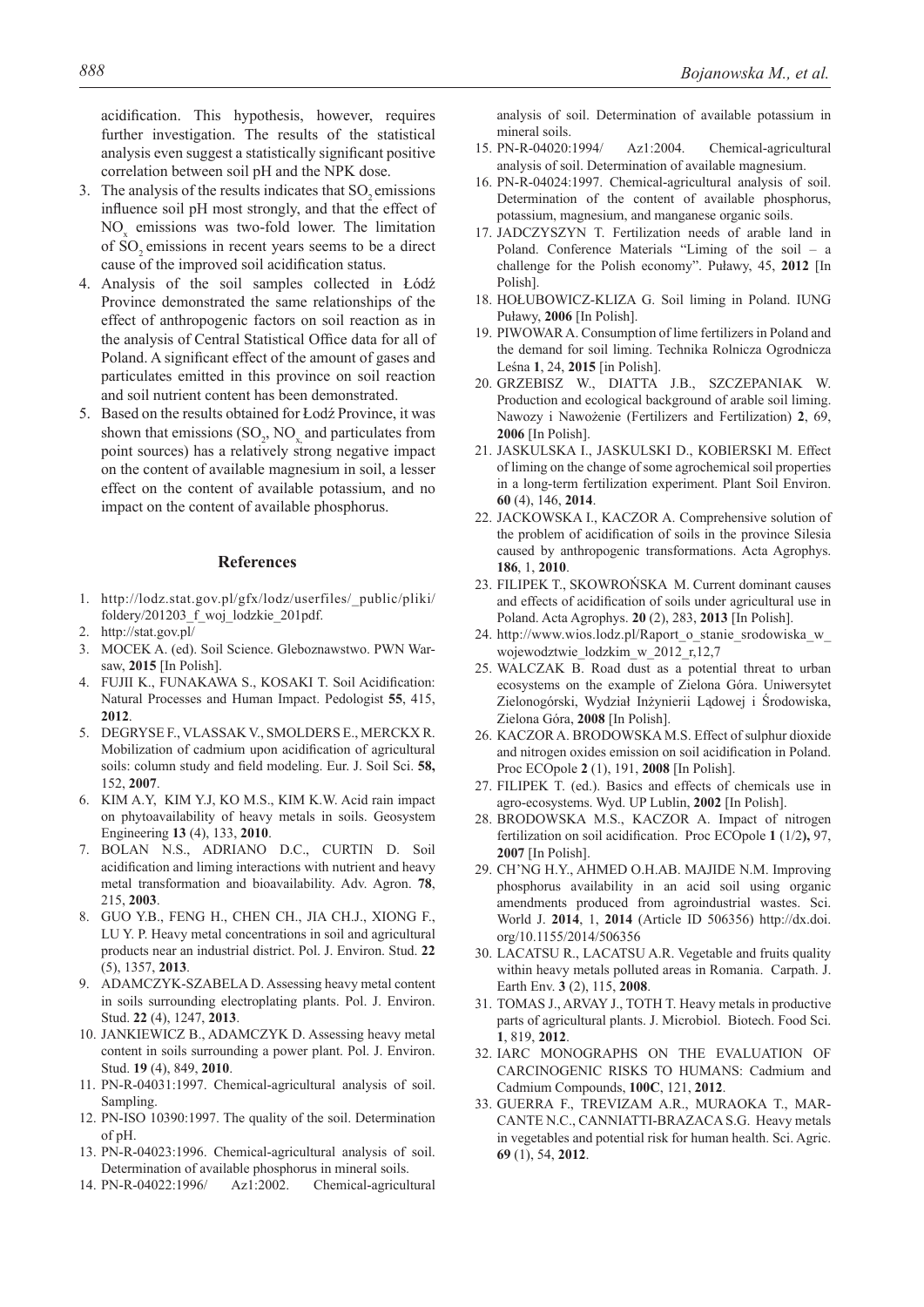acidification. This hypothesis, however, requires further investigation. The results of the statistical analysis even suggest a statistically significant positive correlation between soil pH and the NPK dose.

3. The analysis of the results indicates that $SO_2$ emissions influence soil pH most strongly, and that the effect of $NO_x$ emissions was two-fold lower. The limitation of $SO_2$ emissions in recent years seems to be a direct cause of the improved soil acidification status.
4. Analysis of the soil samples collected in Łódź Province demonstrated the same relationships of the effect of anthropogenic factors on soil reaction as in the analysis of Central Statistical Office data for all of Poland. A significant effect of the amount of gases and particulates emitted in this province on soil reaction and soil nutrient content has been demonstrated.
5. Based on the results obtained for Łódź Province, it was shown that emissions ($SO_2$, $NO_x$ and particulates from point sources) has a relatively strong negative impact on the content of available magnesium in soil, a lesser effect on the content of available potassium, and no impact on the content of available phosphorus.

## References

1. http://lodz.stat.gov.pl/gfx/lodz/userfiles/_public/pliki/foldery/201203_f_woj_lodzkie_201pdf.
2. http://stat.gov.pl/
3. MOCEK A. (ed). Soil Science. Gleboznawstwo. PWN Warsaw, **2015** [In Polish].
4. FUJII K., FUNAKAWA S., KOSAKI T. Soil Acidification: Natural Processes and Human Impact. Pedologist **55**, 415, **2012**.
5. DEGRYSE F., VLASSAK V., SMOLDERS E., MERCKX R. Mobilization of cadmium upon acidification of agricultural soils: column study and field modeling. Eur. J. Soil Sci. **58,** 152, **2007**.
6. KIM A.Y, KIM Y.J, KO M.S., KIM K.W. Acid rain impact on phytoavailability of heavy metals in soils. Geosystem Engineering **13** (4), 133, **2010**.
7. BOLAN N.S., ADRIANO D.C., CURTIN D. Soil acidification and liming interactions with nutrient and heavy metal transformation and bioavailability. Adv. Agron. **78**, 215, **2003**.
8. GUO Y.B., FENG H., CHEN CH., JIA CH.J., XIONG F., LU Y. P. Heavy metal concentrations in soil and agricultural products near an industrial district. Pol. J. Environ. Stud. **22** (5), 1357, **2013**.
9. ADAMCZYK-SZABELA D. Assessing heavy metal content in soils surrounding electroplating plants. Pol. J. Environ. Stud. **22** (4), 1247, **2013**.
10. JANKIEWICZ B., ADAMCZYK D. Assessing heavy metal content in soils surrounding a power plant. Pol. J. Environ. Stud. **19** (4), 849, **2010**.
11. PN-R-04031:1997. Chemical-agricultural analysis of soil. Sampling.
12. PN-ISO 10390:1997. The quality of the soil. Determination of pH.
13. PN-R-04023:1996. Chemical-agricultural analysis of soil. Determination of available phosphorus in mineral soils.
14. PN-R-04022:1996/ Az1:2002. Chemical-agricultural analysis of soil. Determination of available potassium in mineral soils.
15. PN-R-04020:1994/ Az1:2004. Chemical-agricultural analysis of soil. Determination of available magnesium.
16. PN-R-04024:1997. Chemical-agricultural analysis of soil. Determination of the content of available phosphorus, potassium, magnesium, and manganese organic soils.
17. JADCZYSZYN T. Fertilization needs of arable land in Poland. Conference Materials "Liming of the soil – a challenge for the Polish economy". Puławy, 45, **2012** [In Polish].
18. HOŁUBOWICZ-KLIZA G. Soil liming in Poland. IUNG Puławy, **2006** [In Polish].
19. PIWOWAR A. Consumption of lime fertilizers in Poland and the demand for soil liming. Technika Rolnicza Ogrodnicza Leśna **1**, 24, **2015** [in Polish].
20. GRZEBISZ W., DIATTA J.B., SZCZEPANIAK W. Production and ecological background of arable soil liming. Nawozy i Nawożenie (Fertilizers and Fertilization) **2**, 69, **2006** [In Polish].
21. JASKULSKA I., JASKULSKI D., KOBIERSKI M. Effect of liming on the change of some agrochemical soil properties in a long-term fertilization experiment. Plant Soil Environ. **60** (4), 146, **2014**.
22. JACKOWSKA I., KACZOR A. Comprehensive solution of the problem of acidification of soils in the province Silesia caused by anthropogenic transformations. Acta Agrophys. **186**, 1, **2010**.
23. FILIPEK T., SKOWROŃSKA M. Current dominant causes and effects of acidification of soils under agricultural use in Poland. Acta Agrophys. **20** (2), 283, **2013** [In Polish].
24. http://www.wios.lodz.pl/Raport_o_stanie_srodowiska_w_wojewodztwie_lodzkim_w_2012_r,12,7
25. WALCZAK B. Road dust as a potential threat to urban ecosystems on the example of Zielona Góra. Uniwersytet Zielonogórski, Wydział Inżynierii Lądowej i Środowiska, Zielona Góra, **2008** [In Polish].
26. KACZOR A. BRODOWSKA M.S. Effect of sulphur dioxide and nitrogen oxides emission on soil acidification in Poland. Proc ECOpole **2** (1), 191, **2008** [In Polish].
27. FILIPEK T. (ed.). Basics and effects of chemicals use in agro-ecosystems. Wyd. UP Lublin, **2002** [In Polish].
28. BRODOWSKA M.S., KACZOR A. Impact of nitrogen fertilization on soil acidification. Proc ECOpole **1** (1/2**),** 97, **2007** [In Polish].
29. CH'NG H.Y., AHMED O.H.AB. MAJIDE N.M. Improving phosphorus availability in an acid soil using organic amendments produced from agroindustrial wastes. Sci. World J. **2014**, 1, **2014** (Article ID 506356) http://dx.doi.org/10.1155/2014/506356
30. LACATSU R., LACATSU A.R. Vegetable and fruits quality within heavy metals polluted areas in Romania. Carpath. J. Earth Env. **3** (2), 115, **2008**.
31. TOMAS J., ARVAY J., TOTH T. Heavy metals in productive parts of agricultural plants. J. Microbiol. Biotech. Food Sci. **1**, 819, **2012**.
32. IARC MONOGRAPHS ON THE EVALUATION OF CARCINOGENIC RISKS TO HUMANS: Cadmium and Cadmium Compounds, **100C**, 121, **2012**.
33. GUERRA F., TREVIZAM A.R., MURAOKA T., MARCANTE N.C., CANNIATTI-BRAZACA S.G. Heavy metals in vegetables and potential risk for human health. Sci. Agric. **69** (1), 54, **2012**.